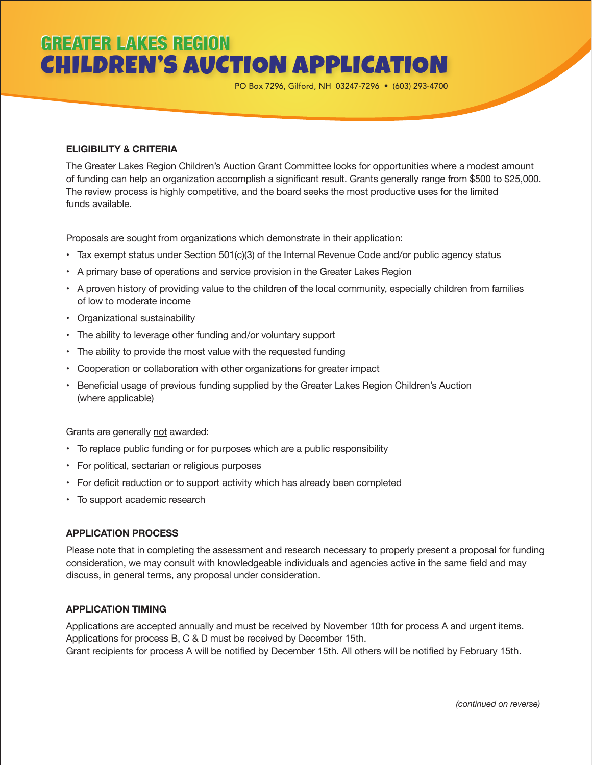# GREATER LAKES REGION
# CHILDREN'S AUCTION APPLICATION

PO Box 7296, Gilford, NH 03247-7296 • (603) 293-4700

**ELIGIBILITY & CRITERIA**

The Greater Lakes Region Children's Auction Grant Committee looks for opportunities where a modest amount of funding can help an organization accomplish a significant result. Grants generally range from $500 to $25,000. The review process is highly competitive, and the board seeks the most productive uses for the limited funds available.

Proposals are sought from organizations which demonstrate in their application:

- Tax exempt status under Section 501(c)(3) of the Internal Revenue Code and/or public agency status
- A primary base of operations and service provision in the Greater Lakes Region
- A proven history of providing value to the children of the local community, especially children from families of low to moderate income
- Organizational sustainability
- The ability to leverage other funding and/or voluntary support
- The ability to provide the most value with the requested funding
- Cooperation or collaboration with other organizations for greater impact
- Beneficial usage of previous funding supplied by the Greater Lakes Region Children's Auction (where applicable)

Grants are generally <u>not</u> awarded:

- To replace public funding or for purposes which are a public responsibility
- For political, sectarian or religious purposes
- For deficit reduction or to support activity which has already been completed
- To support academic research

**APPLICATION PROCESS**

Please note that in completing the assessment and research necessary to properly present a proposal for funding consideration, we may consult with knowledgeable individuals and agencies active in the same field and may discuss, in general terms, any proposal under consideration.

**APPLICATION TIMING**

Applications are accepted annually and must be received by November 10th for process A and urgent items. Applications for process B, C & D must be received by December 15th.
Grant recipients for process A will be notified by December 15th. All others will be notified by February 15th.

*(continued on reverse)*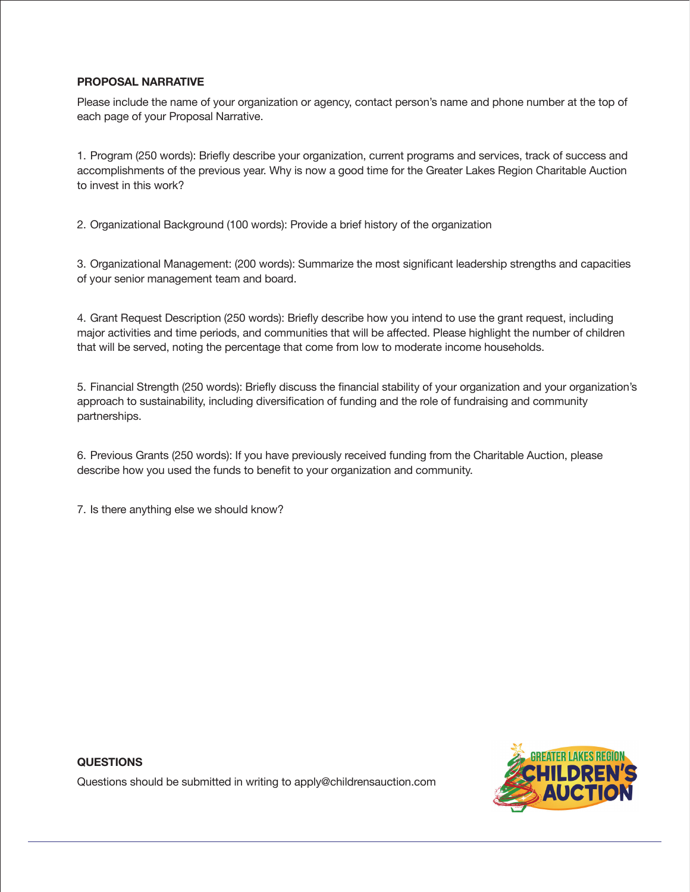## PROPOSAL NARRATIVE

Please include the name of your organization or agency, contact person's name and phone number at the top of each page of your Proposal Narrative.

1. Program (250 words): Briefly describe your organization, current programs and services, track of success and accomplishments of the previous year. Why is now a good time for the Greater Lakes Region Charitable Auction to invest in this work?

2. Organizational Background (100 words): Provide a brief history of the organization

3. Organizational Management: (200 words): Summarize the most significant leadership strengths and capacities of your senior management team and board.

4. Grant Request Description (250 words): Briefly describe how you intend to use the grant request, including major activities and time periods, and communities that will be affected. Please highlight the number of children that will be served, noting the percentage that come from low to moderate income households.

5. Financial Strength (250 words): Briefly discuss the financial stability of your organization and your organization's approach to sustainability, including diversification of funding and the role of fundraising and community partnerships.

6. Previous Grants (250 words): If you have previously received funding from the Charitable Auction, please describe how you used the funds to benefit to your organization and community.

7. Is there anything else we should know?

## QUESTIONS

Questions should be submitted in writing to apply@childrensauction.com

GREATER LAKES REGION CHILDREN'S AUCTION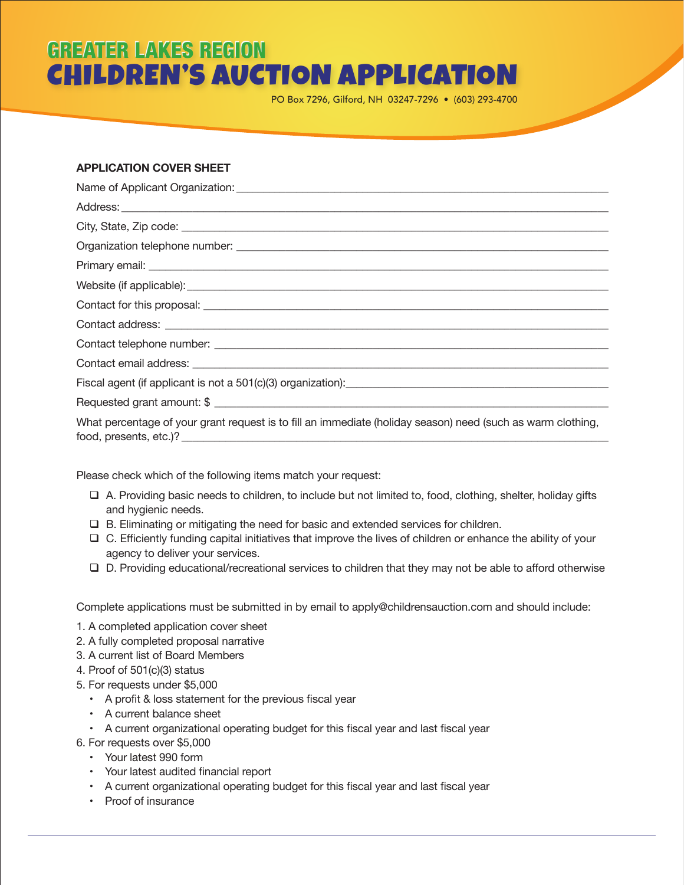# GREATER LAKES REGION
# CHILDREN'S AUCTION APPLICATION

PO Box 7296, Gilford, NH 03247-7296 • (603) 293-4700

**APPLICATION COVER SHEET**

Name of Applicant Organization: ___________________________

Address: ___________________________

City, State, Zip code: ___________________________

Organization telephone number: ___________________________

Primary email: ___________________________

Website (if applicable): ___________________________

Contact for this proposal: ___________________________

Contact address: ___________________________

Contact telephone number: ___________________________

Contact email address: ___________________________

Fiscal agent (if applicant is not a 501(c)(3) organization): ___________________________

Requested grant amount: $ ___________________________

What percentage of your grant request is to fill an immediate (holiday season) need (such as warm clothing, food, presents, etc.)? ___________________________

Please check which of the following items match your request:

- ☐ A. Providing basic needs to children, to include but not limited to, food, clothing, shelter, holiday gifts and hygienic needs.
- ☐ B. Eliminating or mitigating the need for basic and extended services for children.
- ☐ C. Efficiently funding capital initiatives that improve the lives of children or enhance the ability of your agency to deliver your services.
- ☐ D. Providing educational/recreational services to children that they may not be able to afford otherwise

Complete applications must be submitted in by email to apply@childrensauction.com and should include:

1. A completed application cover sheet
2. A fully completed proposal narrative
3. A current list of Board Members
4. Proof of 501(c)(3) status
5. For requests under $5,000
   - A profit & loss statement for the previous fiscal year
   - A current balance sheet
   - A current organizational operating budget for this fiscal year and last fiscal year
6. For requests over $5,000
   - Your latest 990 form
   - Your latest audited financial report
   - A current organizational operating budget for this fiscal year and last fiscal year
   - Proof of insurance